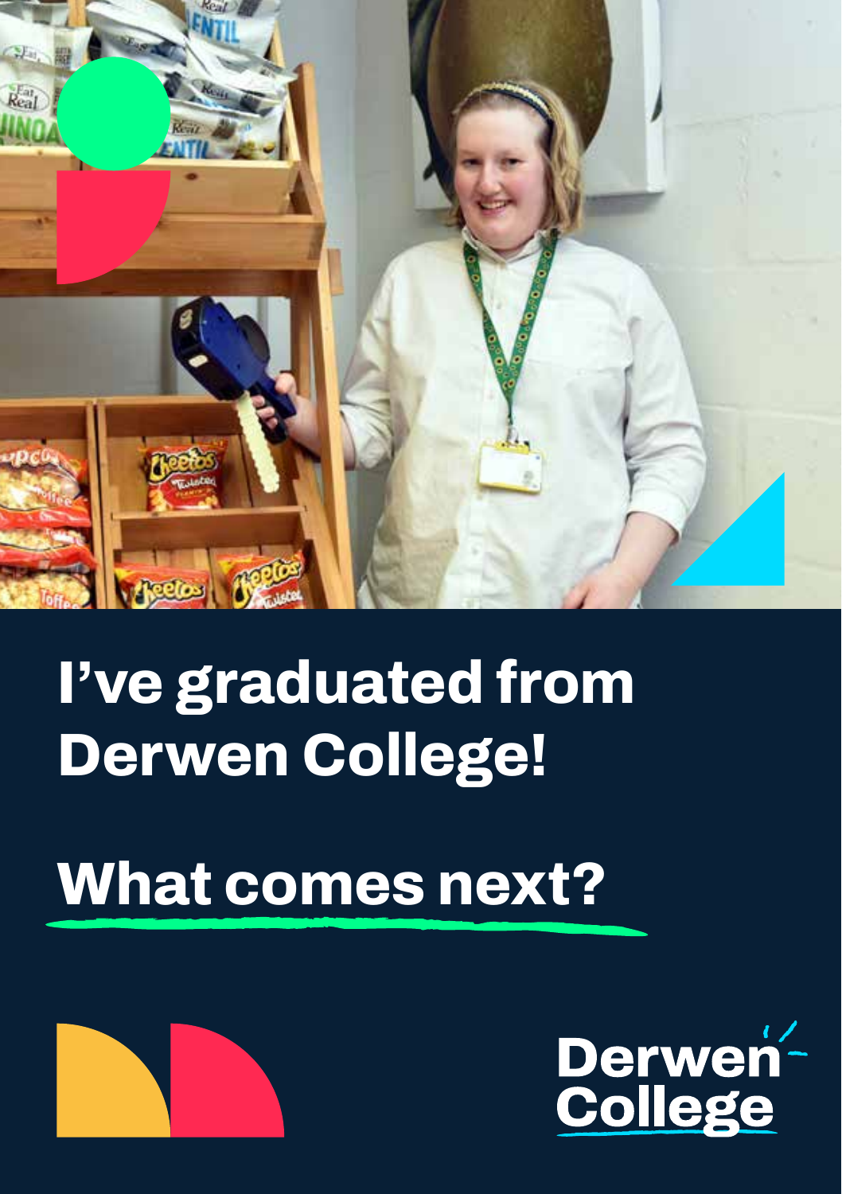# I've graduated from Derwen College!

## What comes next?

Derwen College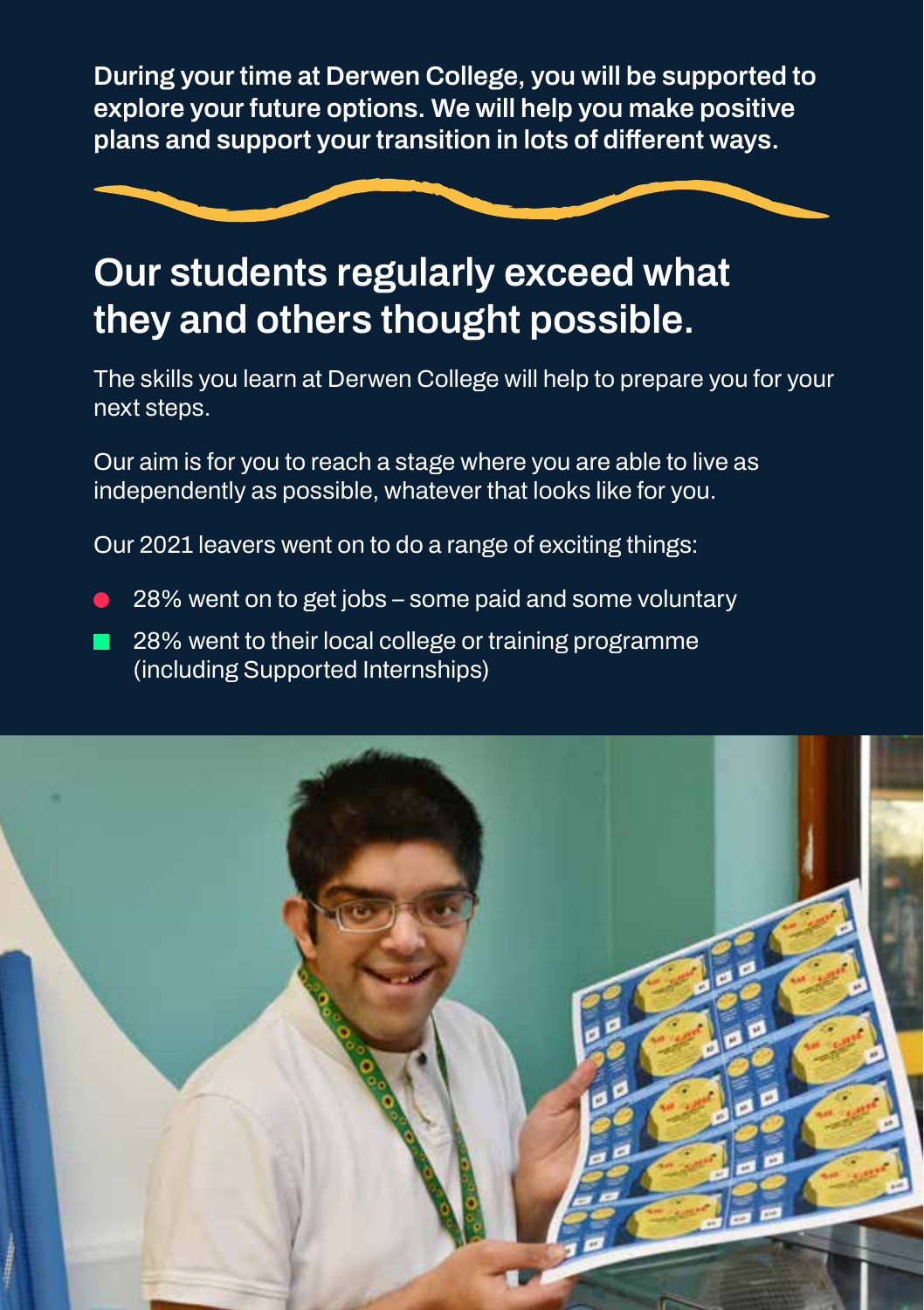**During your time at Derwen College, you will be supported to explore your future options. We will help you make positive plans and support your transition in lots of different ways.**

## Our students regularly exceed what they and others thought possible.

The skills you learn at Derwen College will help to prepare you for your next steps.

Our aim is for you to reach a stage where you are able to live as independently as possible, whatever that looks like for you.

Our 2021 leavers went on to do a range of exciting things:

- 28% went on to get jobs – some paid and some voluntary
- 28% went to their local college or training programme (including Supported Internships)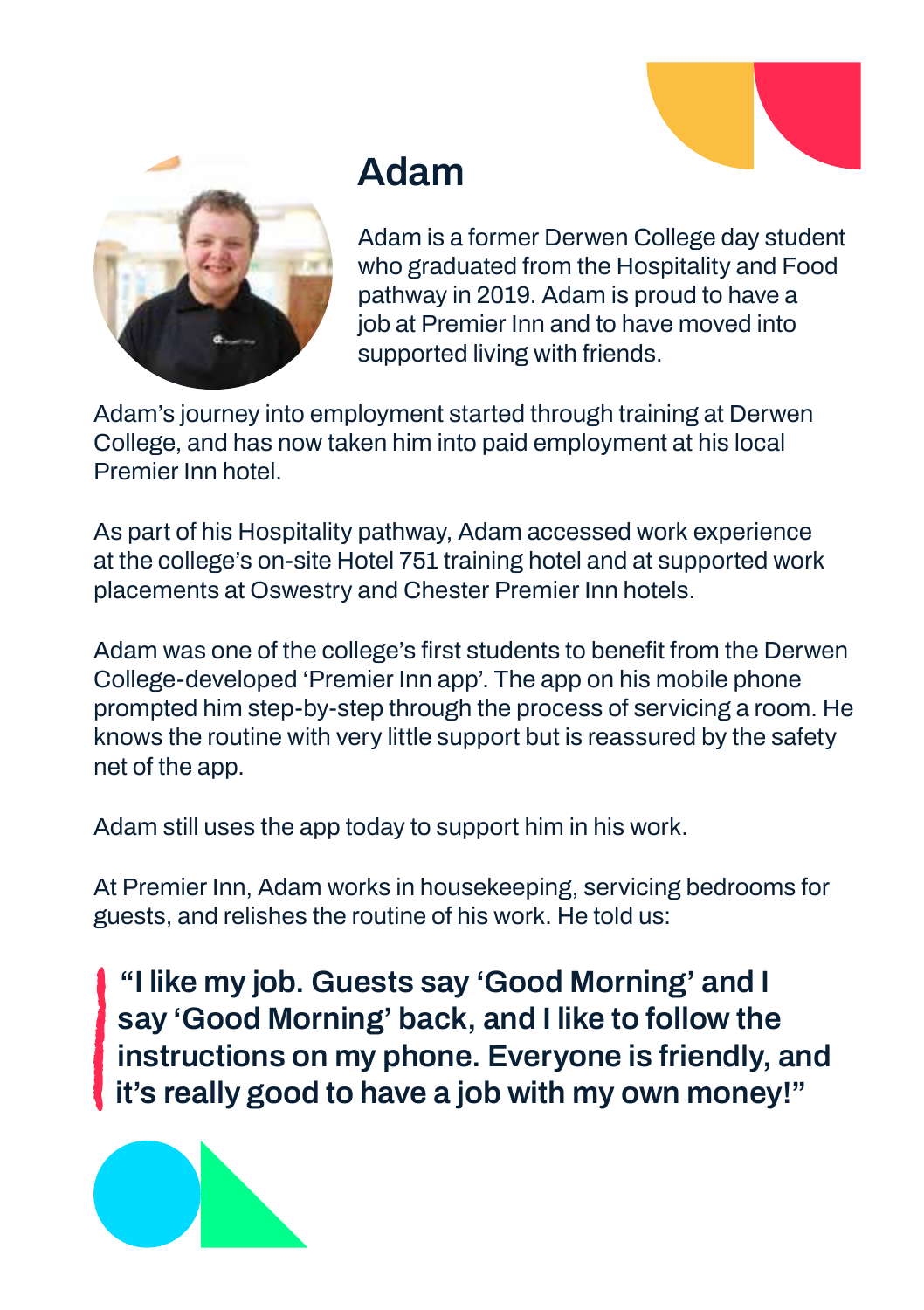## Adam

Adam is a former Derwen College day student who graduated from the Hospitality and Food pathway in 2019. Adam is proud to have a job at Premier Inn and to have moved into supported living with friends.

Adam's journey into employment started through training at Derwen College, and has now taken him into paid employment at his local Premier Inn hotel.

As part of his Hospitality pathway, Adam accessed work experience at the college's on-site Hotel 751 training hotel and at supported work placements at Oswestry and Chester Premier Inn hotels.

Adam was one of the college's first students to benefit from the Derwen College-developed 'Premier Inn app'. The app on his mobile phone prompted him step-by-step through the process of servicing a room. He knows the routine with very little support but is reassured by the safety net of the app.

Adam still uses the app today to support him in his work.

At Premier Inn, Adam works in housekeeping, servicing bedrooms for guests, and relishes the routine of his work. He told us:

> **"I like my job. Guests say 'Good Morning' and I say 'Good Morning' back, and I like to follow the instructions on my phone. Everyone is friendly, and it's really good to have a job with my own money!"**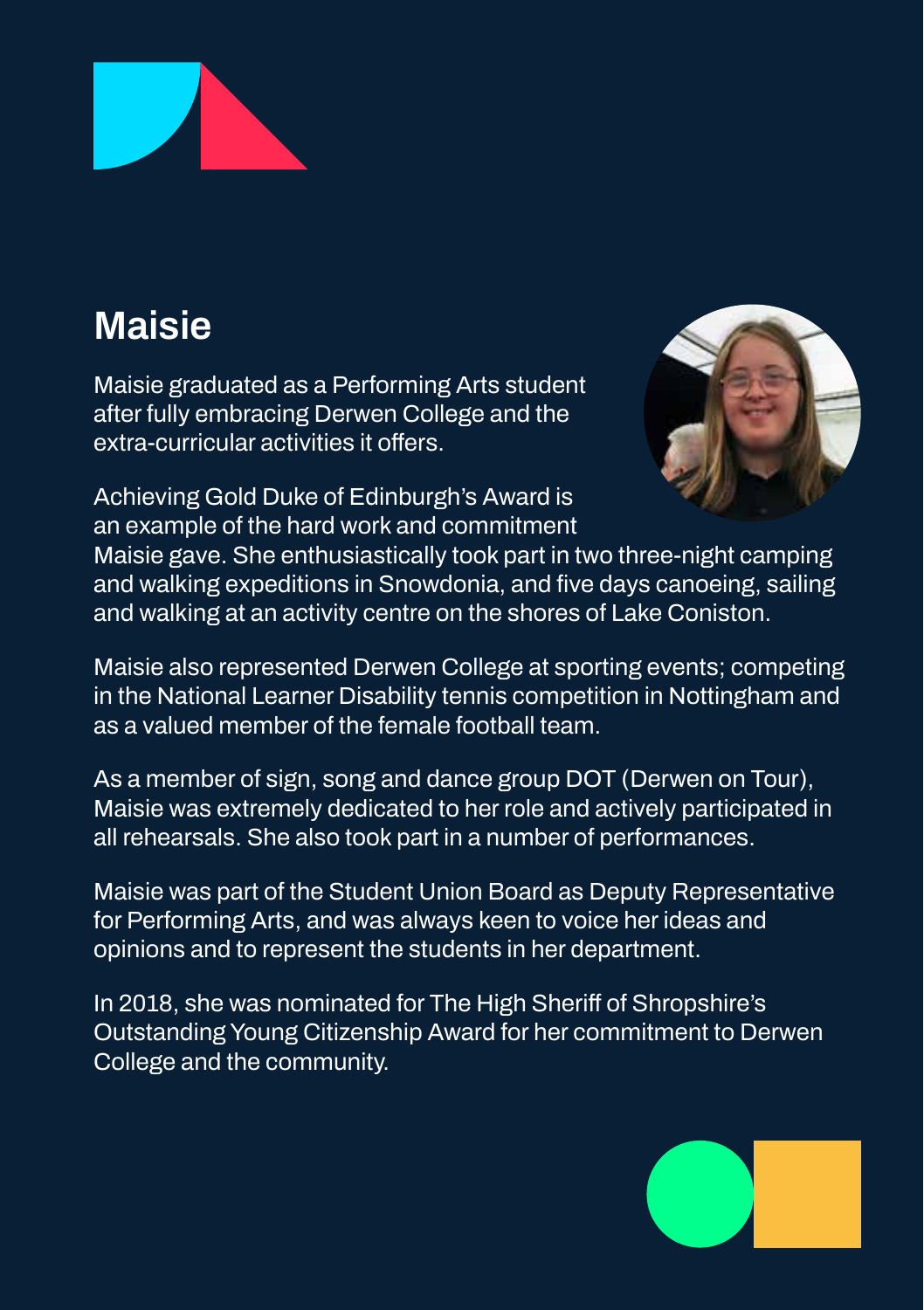## Maisie

Maisie graduated as a Performing Arts student after fully embracing Derwen College and the extra-curricular activities it offers.

Achieving Gold Duke of Edinburgh's Award is an example of the hard work and commitment Maisie gave. She enthusiastically took part in two three-night camping and walking expeditions in Snowdonia, and five days canoeing, sailing and walking at an activity centre on the shores of Lake Coniston.

Maisie also represented Derwen College at sporting events; competing in the National Learner Disability tennis competition in Nottingham and as a valued member of the female football team.

As a member of sign, song and dance group DOT (Derwen on Tour), Maisie was extremely dedicated to her role and actively participated in all rehearsals. She also took part in a number of performances.

Maisie was part of the Student Union Board as Deputy Representative for Performing Arts, and was always keen to voice her ideas and opinions and to represent the students in her department.

In 2018, she was nominated for The High Sheriff of Shropshire's Outstanding Young Citizenship Award for her commitment to Derwen College and the community.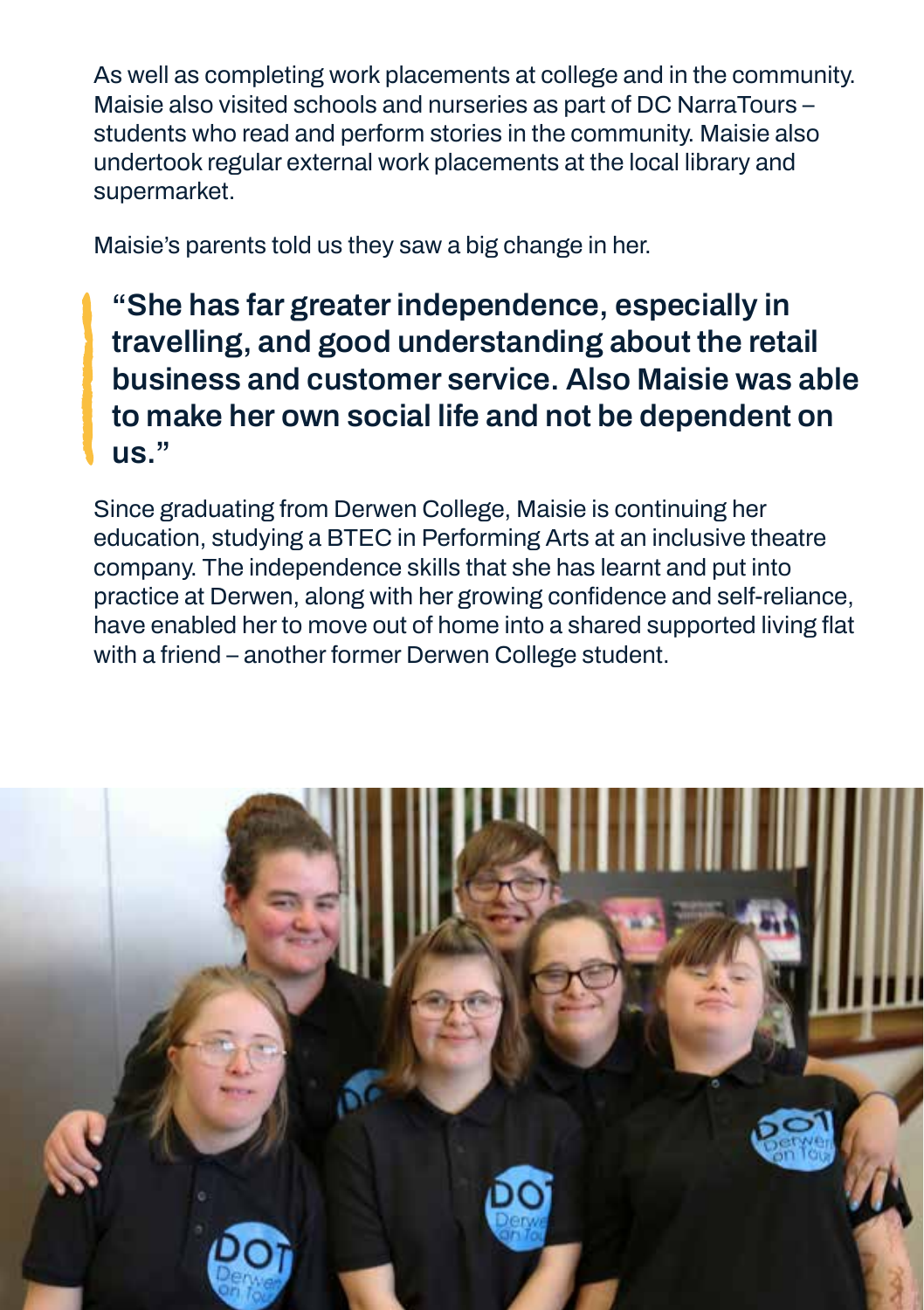As well as completing work placements at college and in the community. Maisie also visited schools and nurseries as part of DC NarraTours – students who read and perform stories in the community. Maisie also undertook regular external work placements at the local library and supermarket.

Maisie's parents told us they saw a big change in her.

> **"She has far greater independence, especially in travelling, and good understanding about the retail business and customer service. Also Maisie was able to make her own social life and not be dependent on us."**

Since graduating from Derwen College, Maisie is continuing her education, studying a BTEC in Performing Arts at an inclusive theatre company. The independence skills that she has learnt and put into practice at Derwen, along with her growing confidence and self-reliance, have enabled her to move out of home into a shared supported living flat with a friend – another former Derwen College student.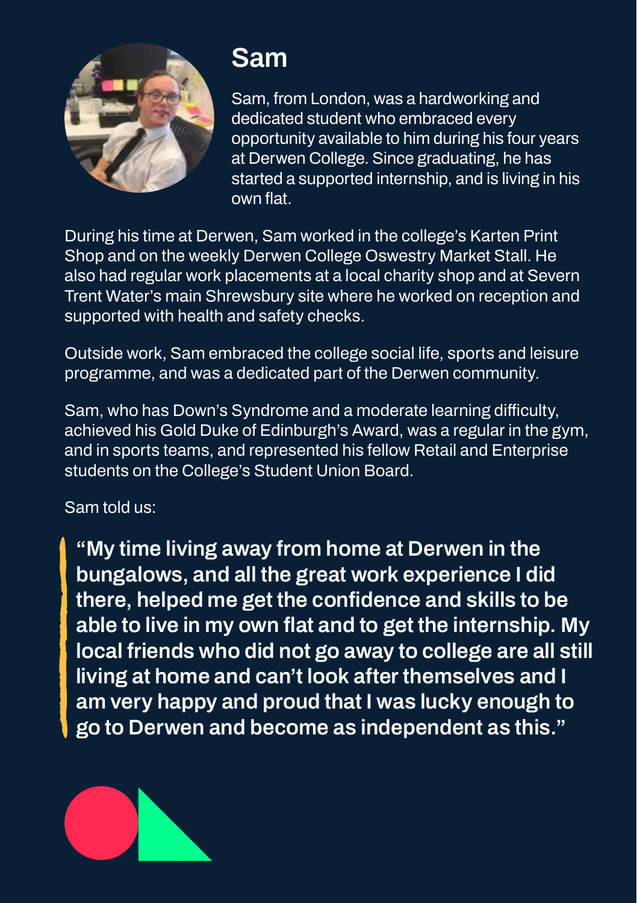## Sam

Sam, from London, was a hardworking and dedicated student who embraced every opportunity available to him during his four years at Derwen College. Since graduating, he has started a supported internship, and is living in his own flat.

During his time at Derwen, Sam worked in the college's Karten Print Shop and on the weekly Derwen College Oswestry Market Stall. He also had regular work placements at a local charity shop and at Severn Trent Water's main Shrewsbury site where he worked on reception and supported with health and safety checks.

Outside work, Sam embraced the college social life, sports and leisure programme, and was a dedicated part of the Derwen community.

Sam, who has Down's Syndrome and a moderate learning difficulty, achieved his Gold Duke of Edinburgh's Award, was a regular in the gym, and in sports teams, and represented his fellow Retail and Enterprise students on the College's Student Union Board.

Sam told us:

> **"My time living away from home at Derwen in the bungalows, and all the great work experience I did there, helped me get the confidence and skills to be able to live in my own flat and to get the internship. My local friends who did not go away to college are all still living at home and can't look after themselves and I am very happy and proud that I was lucky enough to go to Derwen and become as independent as this."**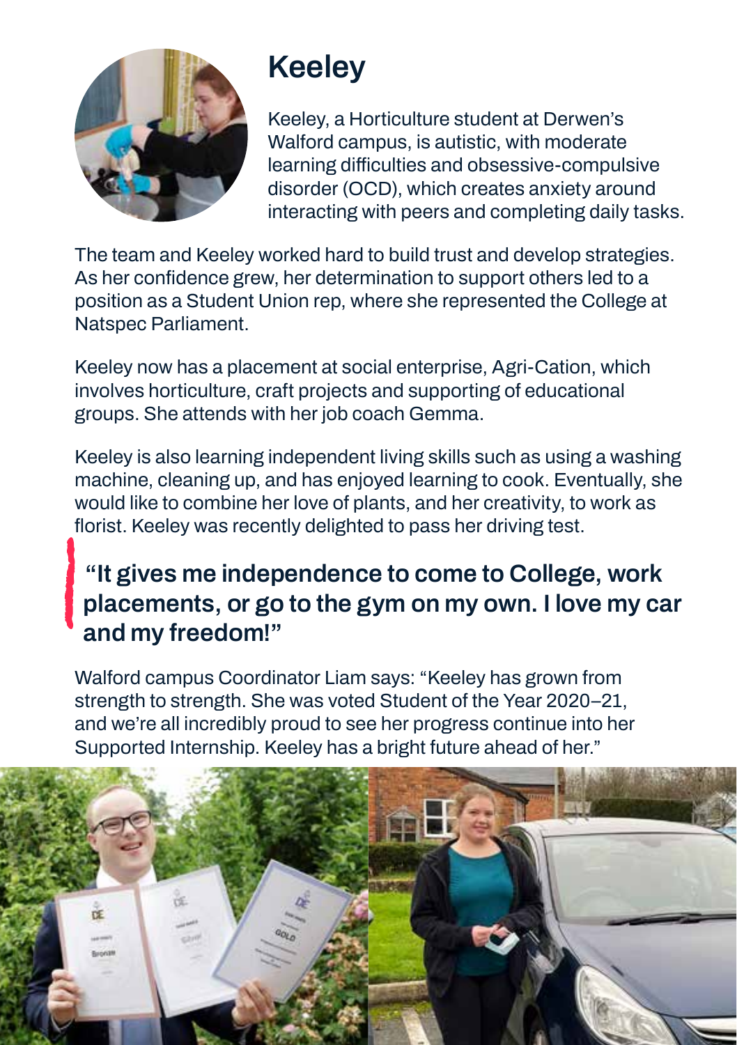# Keeley

Keeley, a Horticulture student at Derwen's Walford campus, is autistic, with moderate learning difficulties and obsessive-compulsive disorder (OCD), which creates anxiety around interacting with peers and completing daily tasks.

The team and Keeley worked hard to build trust and develop strategies. As her confidence grew, her determination to support others led to a position as a Student Union rep, where she represented the College at Natspec Parliament.

Keeley now has a placement at social enterprise, Agri-Cation, which involves horticulture, craft projects and supporting of educational groups. She attends with her job coach Gemma.

Keeley is also learning independent living skills such as using a washing machine, cleaning up, and has enjoyed learning to cook. Eventually, she would like to combine her love of plants, and her creativity, to work as florist. Keeley was recently delighted to pass her driving test.

> **"It gives me independence to come to College, work placements, or go to the gym on my own. I love my car and my freedom!"**

Walford campus Coordinator Liam says: "Keeley has grown from strength to strength. She was voted Student of the Year 2020–21, and we're all incredibly proud to see her progress continue into her Supported Internship. Keeley has a bright future ahead of her."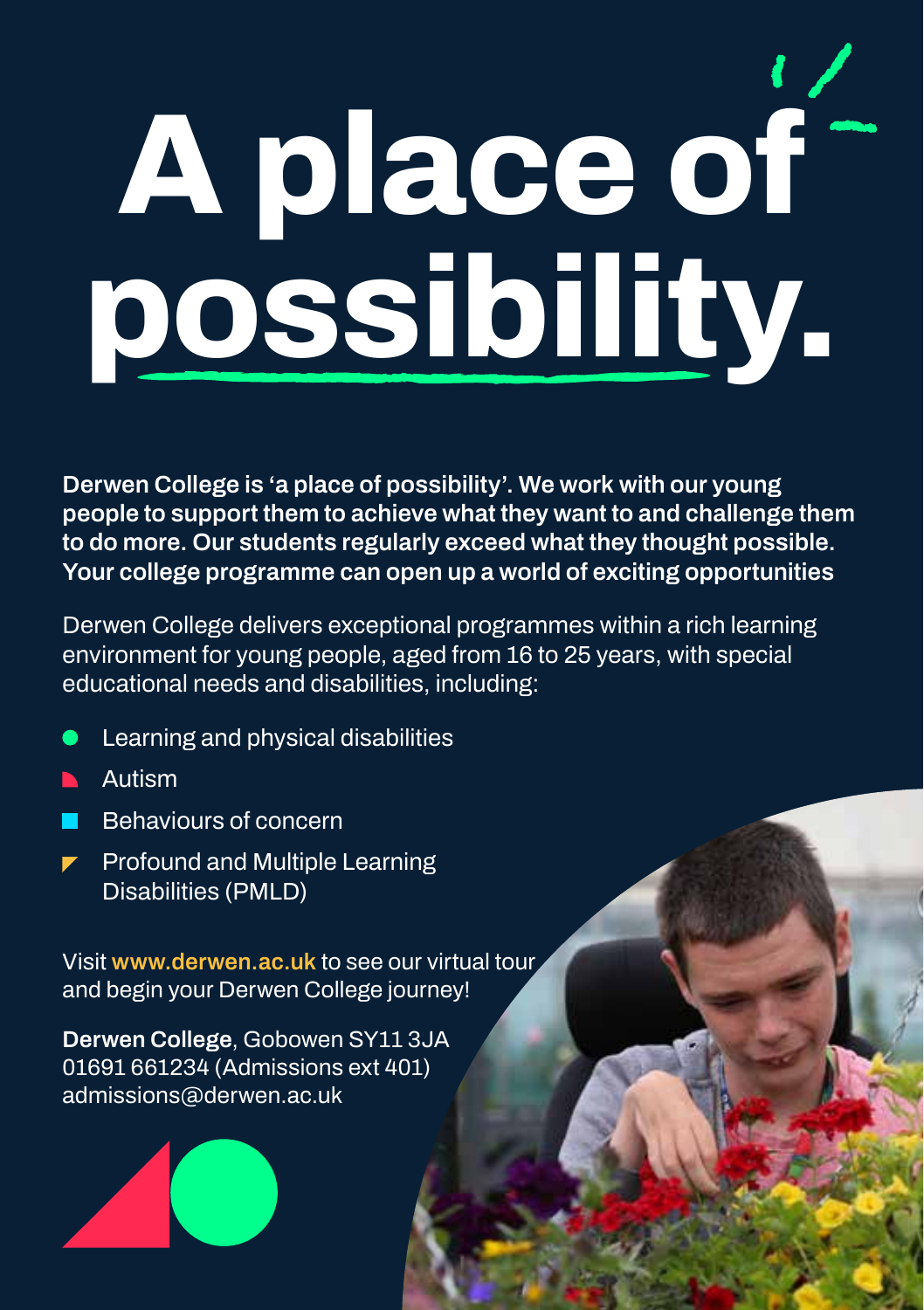# A place of possibility.

**Derwen College is 'a place of possibility'. We work with our young people to support them to achieve what they want to and challenge them to do more. Our students regularly exceed what they thought possible. Your college programme can open up a world of exciting opportunities**

Derwen College delivers exceptional programmes within a rich learning environment for young people, aged from 16 to 25 years, with special educational needs and disabilities, including:

- Learning and physical disabilities
- Autism
- Behaviours of concern
- Profound and Multiple Learning Disabilities (PMLD)

Visit **www.derwen.ac.uk** to see our virtual tour and begin your Derwen College journey!

**Derwen College**, Gobowen SY11 3JA
01691 661234 (Admissions ext 401)
admissions@derwen.ac.uk